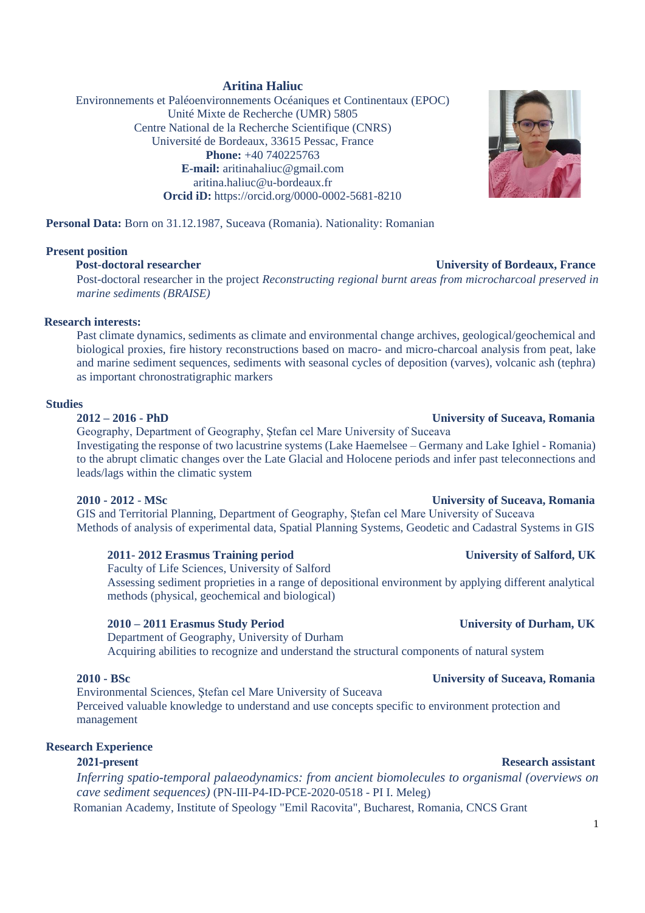# Aritina Haliuc

Environnements et Paléoenvironnements Océaniques et Continentaux (EPOC)
Unité Mixte de Recherche (UMR) 5805
Centre National de la Recherche Scientifique (CNRS)
Université de Bordeaux, 33615 Pessac, France
**Phone:** +40 740225763
**E-mail:** aritinahaliuc@gmail.com
aritina.haliuc@u-bordeaux.fr
**Orcid iD:** https://orcid.org/0000-0002-5681-8210

**Personal Data:** Born on 31.12.1987, Suceava (Romania). Nationality: Romanian

## Present position

**Post-doctoral researcher** — **University of Bordeaux, France**

Post-doctoral researcher in the project *Reconstructing regional burnt areas from microcharcoal preserved in marine sediments (BRAISE)*

## Research interests:

Past climate dynamics, sediments as climate and environmental change archives, geological/geochemical and biological proxies, fire history reconstructions based on macro- and micro-charcoal analysis from peat, lake and marine sediment sequences, sediments with seasonal cycles of deposition (varves), volcanic ash (tephra) as important chronostratigraphic markers

## Studies

**2012 – 2016 - PhD** — **University of Suceava, Romania**

Geography, Department of Geography, Ştefan cel Mare University of Suceava
Investigating the response of two lacustrine systems (Lake Haemelsee – Germany and Lake Ighiel - Romania) to the abrupt climatic changes over the Late Glacial and Holocene periods and infer past teleconnections and leads/lags within the climatic system

**2010 - 2012 - MSc** — **University of Suceava, Romania**

GIS and Territorial Planning, Department of Geography, Ştefan cel Mare University of Suceava
Methods of analysis of experimental data, Spatial Planning Systems, Geodetic and Cadastral Systems in GIS

**2011- 2012 Erasmus Training period** — **University of Salford, UK**

Faculty of Life Sciences, University of Salford
Assessing sediment proprieties in a range of depositional environment by applying different analytical methods (physical, geochemical and biological)

**2010 – 2011 Erasmus Study Period** — **University of Durham, UK**

Department of Geography, University of Durham
Acquiring abilities to recognize and understand the structural components of natural system

**2010 - BSc** — **University of Suceava, Romania**

Environmental Sciences, Ştefan cel Mare University of Suceava
Perceived valuable knowledge to understand and use concepts specific to environment protection and management

## Research Experience

**2021-present** — **Research assistant**

*Inferring spatio-temporal palaeodynamics: from ancient biomolecules to organismal (overviews on cave sediment sequences)* (PN-III-P4-ID-PCE-2020-0518 - PI I. Meleg)
Romanian Academy, Institute of Speology "Emil Racovita", Bucharest, Romania, CNCS Grant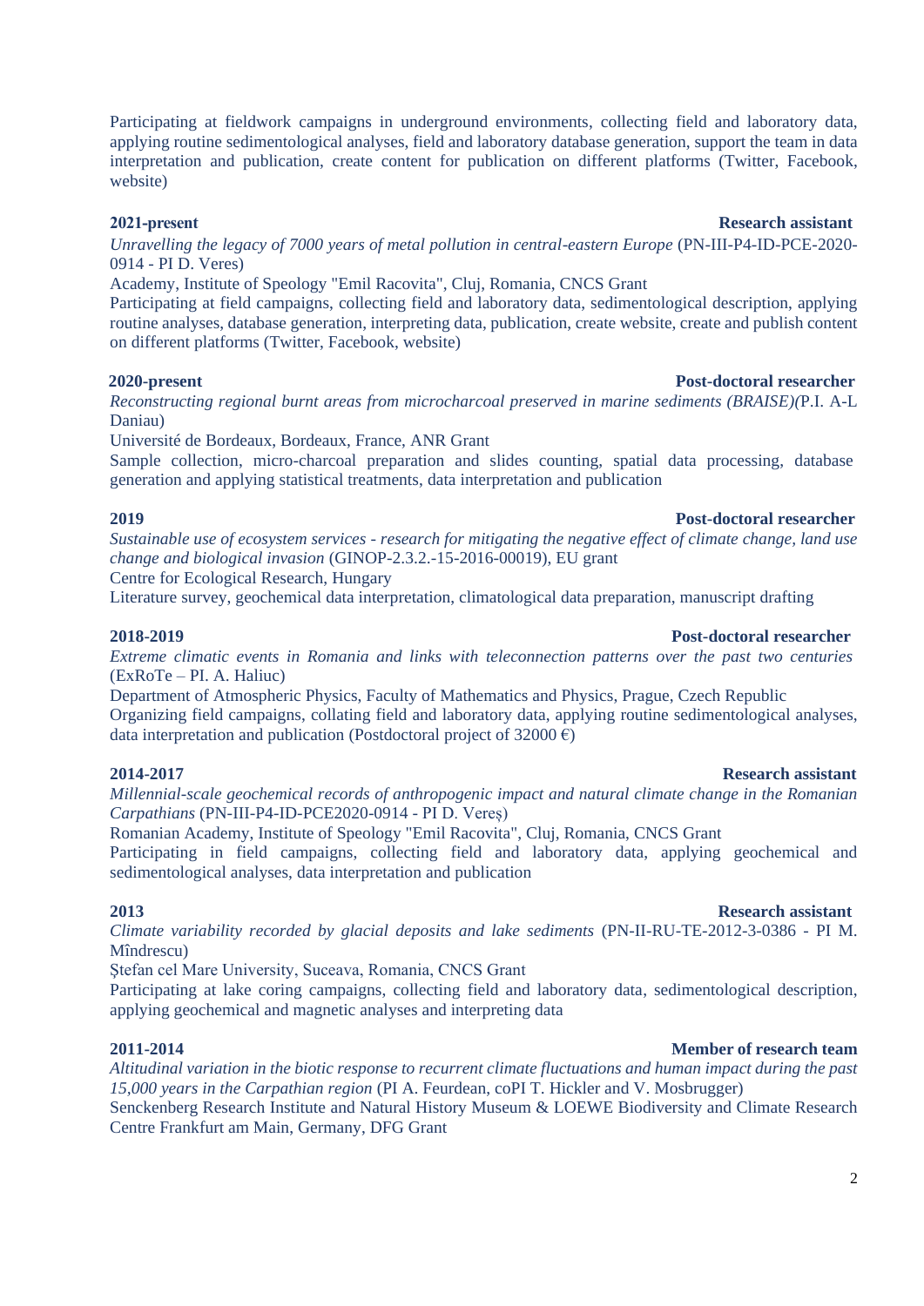Participating at fieldwork campaigns in underground environments, collecting field and laboratory data, applying routine sedimentological analyses, field and laboratory database generation, support the team in data interpretation and publication, create content for publication on different platforms (Twitter, Facebook, website)

**2021-present** **Research assistant**

*Unravelling the legacy of 7000 years of metal pollution in central-eastern Europe* (PN-III-P4-ID-PCE-2020-0914 - PI D. Veres)

Academy, Institute of Speology "Emil Racovita", Cluj, Romania, CNCS Grant

Participating at field campaigns, collecting field and laboratory data, sedimentological description, applying routine analyses, database generation, interpreting data, publication, create website, create and publish content on different platforms (Twitter, Facebook, website)

**2020-present** **Post-doctoral researcher**

*Reconstructing regional burnt areas from microcharcoal preserved in marine sediments (BRAISE)*(P.I. A-L Daniau)

Université de Bordeaux, Bordeaux, France, ANR Grant

Sample collection, micro-charcoal preparation and slides counting, spatial data processing, database generation and applying statistical treatments, data interpretation and publication

**2019** **Post-doctoral researcher**

*Sustainable use of ecosystem services - research for mitigating the negative effect of climate change, land use change and biological invasion* (GINOP-2.3.2.-15-2016-00019), EU grant

Centre for Ecological Research, Hungary

Literature survey, geochemical data interpretation, climatological data preparation, manuscript drafting

**2018-2019** **Post-doctoral researcher**

*Extreme climatic events in Romania and links with teleconnection patterns over the past two centuries* (ExRoTe – PI. A. Haliuc)

Department of Atmospheric Physics, Faculty of Mathematics and Physics, Prague, Czech Republic

Organizing field campaigns, collating field and laboratory data, applying routine sedimentological analyses, data interpretation and publication (Postdoctoral project of 32000 €)

**2014-2017** **Research assistant**

*Millennial-scale geochemical records of anthropogenic impact and natural climate change in the Romanian Carpathians* (PN-III-P4-ID-PCE2020-0914 - PI D. Vereș)

Romanian Academy, Institute of Speology "Emil Racovita", Cluj, Romania, CNCS Grant

Participating in field campaigns, collecting field and laboratory data, applying geochemical and sedimentological analyses, data interpretation and publication

**2013** **Research assistant**

*Climate variability recorded by glacial deposits and lake sediments* (PN-II-RU-TE-2012-3-0386 - PI M. Mîndrescu)

Ştefan cel Mare University, Suceava, Romania, CNCS Grant

Participating at lake coring campaigns, collecting field and laboratory data, sedimentological description, applying geochemical and magnetic analyses and interpreting data

**2011-2014** **Member of research team**

*Altitudinal variation in the biotic response to recurrent climate fluctuations and human impact during the past 15,000 years in the Carpathian region* (PI A. Feurdean, coPI T. Hickler and V. Mosbrugger)

Senckenberg Research Institute and Natural History Museum & LOEWE Biodiversity and Climate Research Centre Frankfurt am Main, Germany, DFG Grant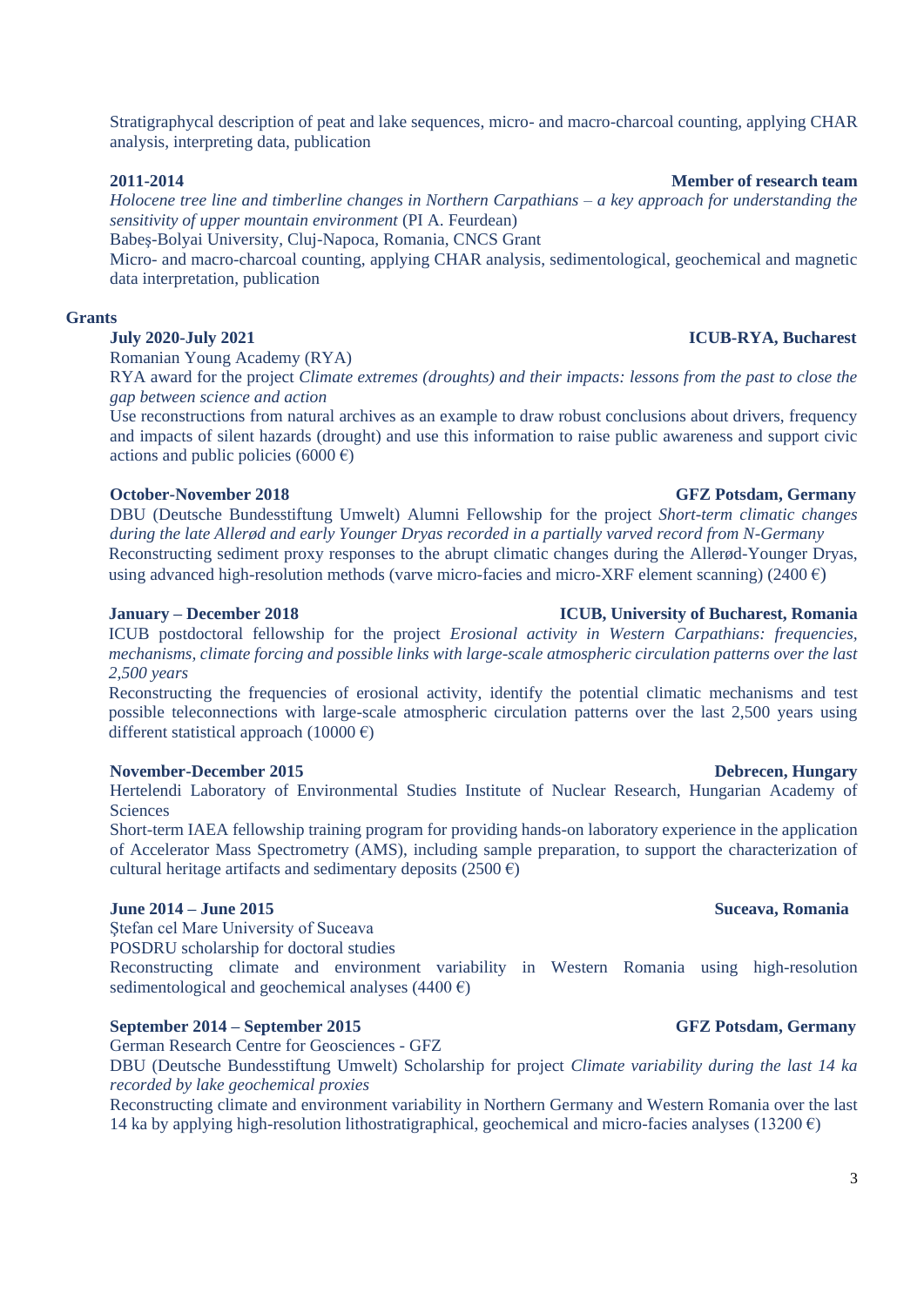Stratigraphycal description of peat and lake sequences, micro- and macro-charcoal counting, applying CHAR analysis, interpreting data, publication

**2011-2014** **Member of research team**

*Holocene tree line and timberline changes in Northern Carpathians – a key approach for understanding the sensitivity of upper mountain environment* (PI A. Feurdean)

Babeş-Bolyai University, Cluj-Napoca, Romania, CNCS Grant

Micro- and macro-charcoal counting, applying CHAR analysis, sedimentological, geochemical and magnetic data interpretation, publication

## Grants

**July 2020-July 2021** **ICUB-RYA, Bucharest**

Romanian Young Academy (RYA)

RYA award for the project *Climate extremes (droughts) and their impacts: lessons from the past to close the gap between science and action*

Use reconstructions from natural archives as an example to draw robust conclusions about drivers, frequency and impacts of silent hazards (drought) and use this information to raise public awareness and support civic actions and public policies (6000 €)

**October-November 2018** **GFZ Potsdam, Germany**

DBU (Deutsche Bundesstiftung Umwelt) Alumni Fellowship for the project *Short-term climatic changes during the late Allerød and early Younger Dryas recorded in a partially varved record from N-Germany*

Reconstructing sediment proxy responses to the abrupt climatic changes during the Allerød-Younger Dryas, using advanced high-resolution methods (varve micro-facies and micro-XRF element scanning) (2400 €)

**January – December 2018** **ICUB, University of Bucharest, Romania**

ICUB postdoctoral fellowship for the project *Erosional activity in Western Carpathians: frequencies, mechanisms, climate forcing and possible links with large-scale atmospheric circulation patterns over the last 2,500 years*

Reconstructing the frequencies of erosional activity, identify the potential climatic mechanisms and test possible teleconnections with large-scale atmospheric circulation patterns over the last 2,500 years using different statistical approach (10000 €)

**November-December 2015** **Debrecen, Hungary**

Hertelendi Laboratory of Environmental Studies Institute of Nuclear Research, Hungarian Academy of Sciences

Short-term IAEA fellowship training program for providing hands-on laboratory experience in the application of Accelerator Mass Spectrometry (AMS), including sample preparation, to support the characterization of cultural heritage artifacts and sedimentary deposits (2500 €)

**June 2014 – June 2015** **Suceava, Romania**

Ştefan cel Mare University of Suceava

POSDRU scholarship for doctoral studies

Reconstructing climate and environment variability in Western Romania using high-resolution sedimentological and geochemical analyses (4400 €)

**September 2014 – September 2015** **GFZ Potsdam, Germany**

German Research Centre for Geosciences - GFZ

DBU (Deutsche Bundesstiftung Umwelt) Scholarship for project *Climate variability during the last 14 ka recorded by lake geochemical proxies*

Reconstructing climate and environment variability in Northern Germany and Western Romania over the last 14 ka by applying high-resolution lithostratigraphical, geochemical and micro-facies analyses (13200 €)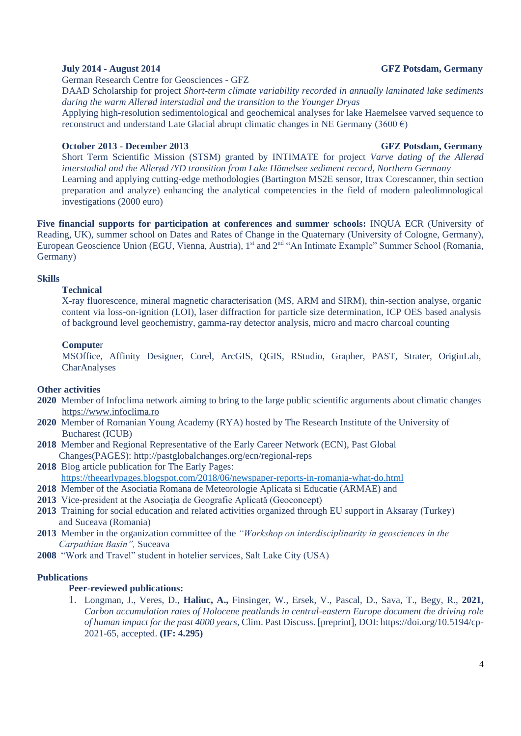**July 2014 - August 2014** **GFZ Potsdam, Germany**

German Research Centre for Geosciences - GFZ

DAAD Scholarship for project *Short-term climate variability recorded in annually laminated lake sediments during the warm Allerød interstadial and the transition to the Younger Dryas*

Applying high-resolution sedimentological and geochemical analyses for lake Haemelsee varved sequence to reconstruct and understand Late Glacial abrupt climatic changes in NE Germany (3600 €)

**October 2013 - December 2013** **GFZ Potsdam, Germany**

Short Term Scientific Mission (STSM) granted by INTIMATE for project *Varve dating of the Allerød interstadial and the Allerød /YD transition from Lake Hämelsee sediment record, Northern Germany*

Learning and applying cutting-edge methodologies (Bartington MS2E sensor, Itrax Corescanner, thin section preparation and analyze) enhancing the analytical competencies in the field of modern paleolimnological investigations (2000 euro)

**Five financial supports for participation at conferences and summer schools:** INQUA ECR (University of Reading, UK), summer school on Dates and Rates of Change in the Quaternary (University of Cologne, Germany), European Geoscience Union (EGU, Vienna, Austria), 1st and 2nd "An Intimate Example" Summer School (Romania, Germany)

**Skills**

**Technical**

X-ray fluorescence, mineral magnetic characterisation (MS, ARM and SIRM), thin-section analyse, organic content via loss-on-ignition (LOI), laser diffraction for particle size determination, ICP OES based analysis of background level geochemistry, gamma-ray detector analysis, micro and macro charcoal counting

**Compute**r

MSOffice, Affinity Designer, Corel, ArcGIS, QGIS, RStudio, Grapher, PAST, Strater, OriginLab, CharAnalyses

**Other activities**

- **2020** Member of Infoclima network aiming to bring to the large public scientific arguments about climatic changes https://www.infoclima.ro
- **2020** Member of Romanian Young Academy (RYA) hosted by The Research Institute of the University of Bucharest (ICUB)
- **2018** Member and Regional Representative of the Early Career Network (ECN), Past Global Changes(PAGES): http://pastglobalchanges.org/ecn/regional-reps
- **2018** Blog article publication for The Early Pages: https://theearlypages.blogspot.com/2018/06/newspaper-reports-in-romania-what-do.html
- **2018** Member of the Asociatia Romana de Meteorologie Aplicata si Educatie (ARMAE) and
- **2013** Vice-president at the Asociația de Geografie Aplicată (Geoconcept)
- **2013** Training for social education and related activities organized through EU support in Aksaray (Turkey) and Suceava (Romania)
- **2013** Member in the organization committee of the *"Workshop on interdisciplinarity in geosciences in the Carpathian Basin",* Suceava
- **2008** "Work and Travel" student in hotelier services, Salt Lake City (USA)

**Publications**

**Peer-reviewed publications:**

1. Longman, J., Veres, D., **Haliuc, A.,** Finsinger, W., Ersek, V., Pascal, D., Sava, T., Begy, R., **2021,** *Carbon accumulation rates of Holocene peatlands in central-eastern Europe document the driving role of human impact for the past 4000 years*, Clim. Past Discuss. [preprint], DOI: https://doi.org/10.5194/cp-2021-65, accepted. **(IF: 4.295)**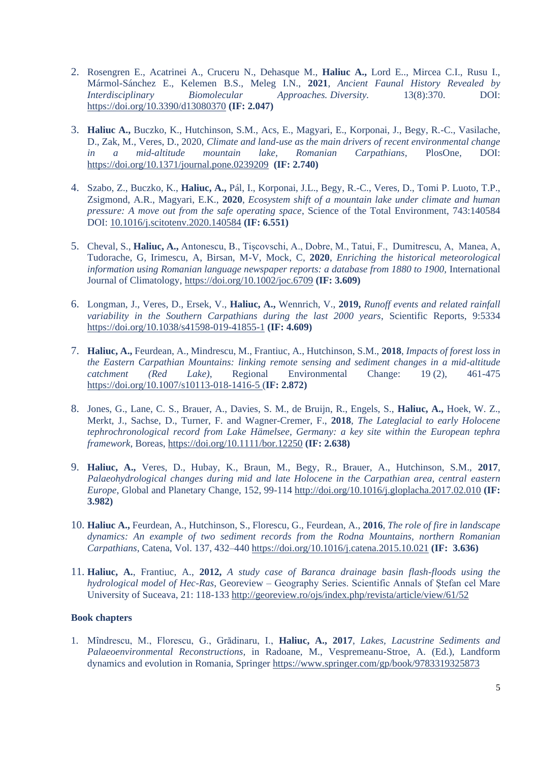2. Rosengren E., Acatrinei A., Cruceru N., Dehasque M., **Haliuc A.,** Lord E.., Mircea C.I., Rusu I., Mármol-Sánchez E., Kelemen B.S., Meleg I.N., **2021**, *Ancient Faunal History Revealed by Interdisciplinary Biomolecular Approaches. Diversity.* 13(8):370. DOI: https://doi.org/10.3390/d13080370 **(IF: 2.047)**

3. **Haliuc A.,** Buczko, K., Hutchinson, S.M., Acs, E., Magyari, E., Korponai, J., Begy, R.-C., Vasilache, D., Zak, M., Veres, D., 2020, *Climate and land-use as the main drivers of recent environmental change in a mid-altitude mountain lake, Romanian Carpathians*, PlosOne, DOI: https://doi.org/10.1371/journal.pone.0239209 **(IF: 2.740)**

4. Szabo, Z., Buczko, K., **Haliuc, A.,** Pál, I., Korponai, J.L., Begy, R.-C., Veres, D., Tomi P. Luoto, T.P., Zsigmond, A.R., Magyari, E.K., **2020**, *Ecosystem shift of a mountain lake under climate and human pressure: A move out from the safe operating space*, Science of the Total Environment, 743:140584 DOI: 10.1016/j.scitotenv.2020.140584 **(IF: 6.551)**

5. Cheval, S., **Haliuc, A.,** Antonescu, B., Tişcovschi, A., Dobre, M., Tatui, F., Dumitrescu, A, Manea, A, Tudorache, G, Irimescu, A, Birsan, M-V, Mock, C, **2020**, *Enriching the historical meteorological information using Romanian language newspaper reports: a database from 1880 to 1900*, International Journal of Climatology, https://doi.org/10.1002/joc.6709 **(IF: 3.609)**

6. Longman, J., Veres, D., Ersek, V., **Haliuc, A.,** Wennrich, V., **2019,** *Runoff events and related rainfall variability in the Southern Carpathians during the last 2000 years*, Scientific Reports, 9:5334 https://doi.org/10.1038/s41598-019-41855-1 **(IF: 4.609)**

7. **Haliuc, A.,** Feurdean, A., Mindrescu, M., Frantiuc, A., Hutchinson, S.M., **2018**, *Impacts of forest loss in the Eastern Carpathian Mountains: linking remote sensing and sediment changes in a mid-altitude catchment (Red Lake)*, Regional Environmental Change: 19 (2), 461-475 https://doi.org/10.1007/s10113-018-1416-5 (**IF: 2.872)**

8. Jones, G., Lane, C. S., Brauer, A., Davies, S. M., de Bruijn, R., Engels, S., **Haliuc, A.,** Hoek, W. Z., Merkt, J., Sachse, D., Turner, F. and Wagner-Cremer, F., **2018**, *The Lateglacial to early Holocene tephrochronological record from Lake Hämelsee, Germany: a key site within the European tephra framework*, Boreas, https://doi.org/10.1111/bor.12250 **(IF: 2.638)**

9. **Haliuc, A.,** Veres, D., Hubay, K., Braun, M., Begy, R., Brauer, A., Hutchinson, S.M., **2017**, *Palaeohydrological changes during mid and late Holocene in the Carpathian area, central eastern Europe,* Global and Planetary Change, 152, 99-114 http://doi.org/10.1016/j.gloplacha.2017.02.010 **(IF: 3.982)**

10. **Haliuc A.,** Feurdean, A., Hutchinson, S., Florescu, G., Feurdean, A., **2016**, *The role of fire in landscape dynamics: An example of two sediment records from the Rodna Mountains, northern Romanian Carpathians*, Catena, Vol. 137, 432–440 https://doi.org/10.1016/j.catena.2015.10.021 **(IF: 3.636)**

11. **Haliuc, A.**, Frantiuc, A., **2012,** *A study case of Baranca drainage basin flash-floods using the hydrological model of Hec-Ras*, Georeview – Geography Series. Scientific Annals of Ştefan cel Mare University of Suceava, 21: 118-133 http://georeview.ro/ojs/index.php/revista/article/view/61/52

**Book chapters**

1. Mîndrescu, M., Florescu, G., Grădinaru, I., **Haliuc, A., 2017**, *Lakes, Lacustrine Sediments and Palaeoenvironmental Reconstructions,* in Radoane, M., Vespremeanu-Stroe, A. (Ed.), Landform dynamics and evolution in Romania, Springer https://www.springer.com/gp/book/9783319325873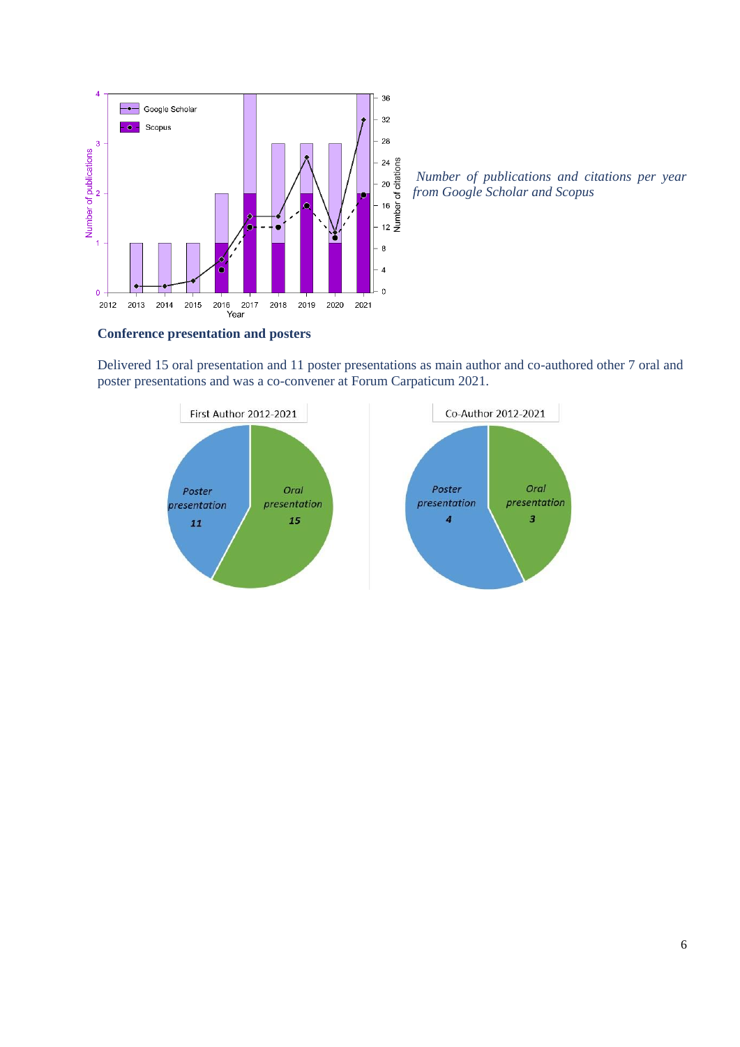Google Scholar
Scopus

Number of publications

Number of citations

Year

0 1 2 3 4

0 4 8 12 16 20 24 28 32 36

2012 2013 2014 2015 2016 2017 2018 2019 2020 2021

*Number of publications and citations per year from Google Scholar and Scopus*

**Conference presentation and posters**

Delivered 15 oral presentation and 11 poster presentations as main author and co-authored other 7 oral and poster presentations and was a co-convener at Forum Carpaticum 2021.

First Author 2012-2021

Poster presentation 11

Oral presentation 15

Co-Author 2012-2021

Poster presentation 4

Oral presentation 3